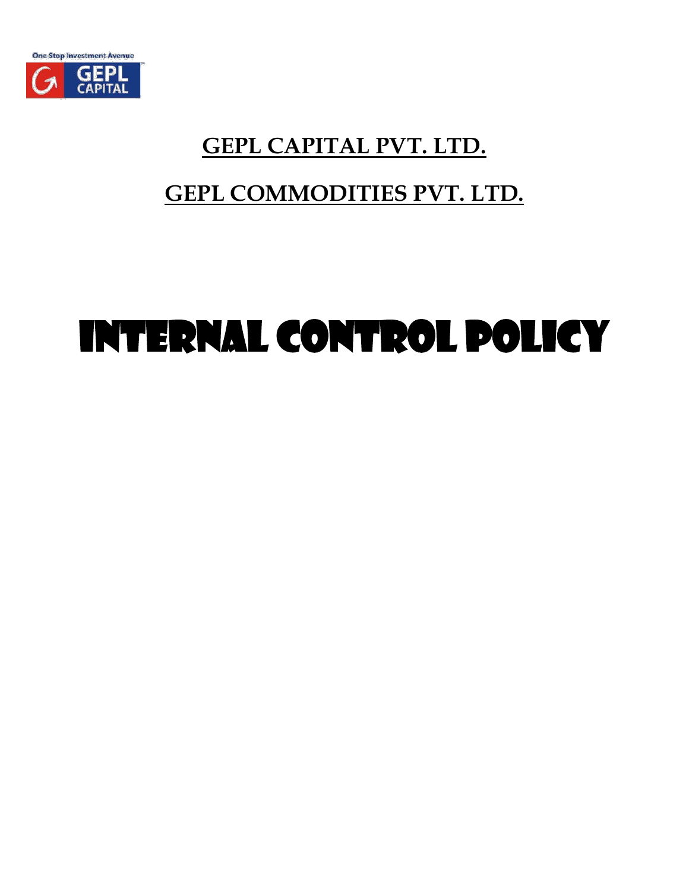One Stop Investment Avenue

GEPL CAPITAL

## GEPL CAPITAL PVT. LTD.

## GEPL COMMODITIES PVT. LTD.

# INTERNAL CONTROL POLICY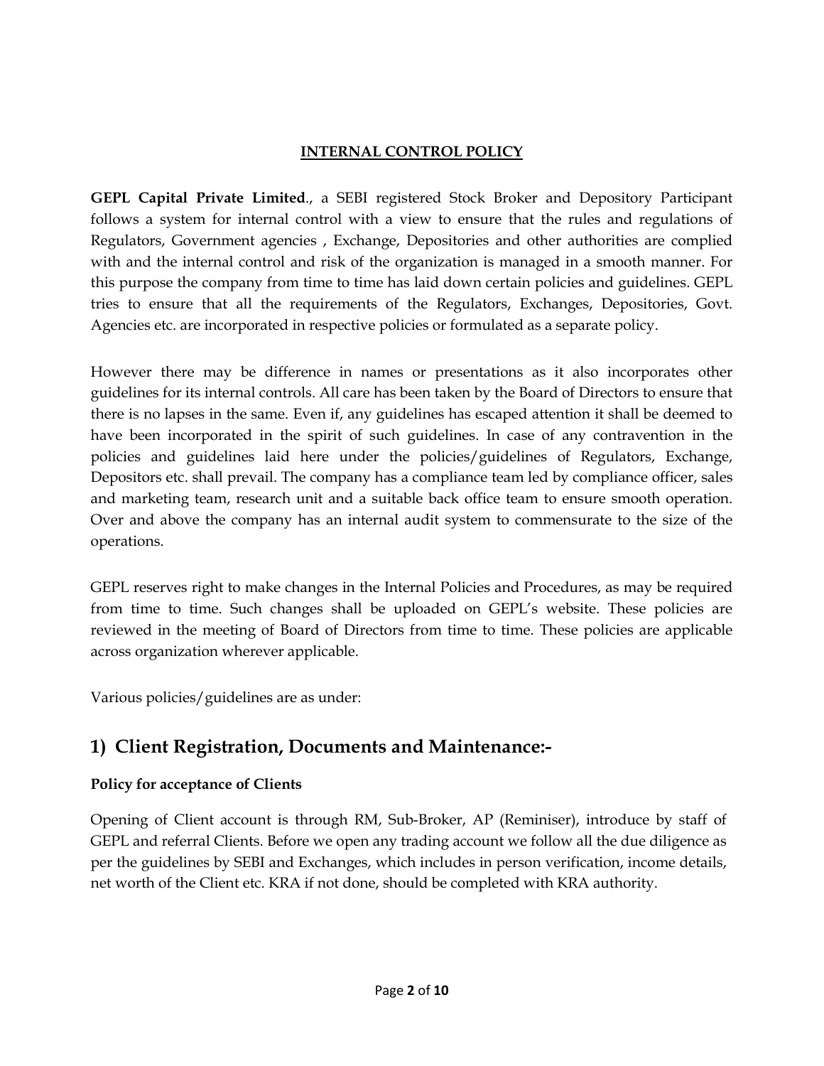# INTERNAL CONTROL POLICY

**GEPL Capital Private Limited**., a SEBI registered Stock Broker and Depository Participant follows a system for internal control with a view to ensure that the rules and regulations of Regulators, Government agencies , Exchange, Depositories and other authorities are complied with and the internal control and risk of the organization is managed in a smooth manner. For this purpose the company from time to time has laid down certain policies and guidelines. GEPL tries to ensure that all the requirements of the Regulators, Exchanges, Depositories, Govt. Agencies etc. are incorporated in respective policies or formulated as a separate policy.

However there may be difference in names or presentations as it also incorporates other guidelines for its internal controls. All care has been taken by the Board of Directors to ensure that there is no lapses in the same. Even if, any guidelines has escaped attention it shall be deemed to have been incorporated in the spirit of such guidelines. In case of any contravention in the policies and guidelines laid here under the policies/guidelines of Regulators, Exchange, Depositors etc. shall prevail. The company has a compliance team led by compliance officer, sales and marketing team, research unit and a suitable back office team to ensure smooth operation. Over and above the company has an internal audit system to commensurate to the size of the operations.

GEPL reserves right to make changes in the Internal Policies and Procedures, as may be required from time to time. Such changes shall be uploaded on GEPL's website. These policies are reviewed in the meeting of Board of Directors from time to time. These policies are applicable across organization wherever applicable.

Various policies/guidelines are as under:

## 1) Client Registration, Documents and Maintenance:-

**Policy for acceptance of Clients**

Opening of Client account is through RM, Sub-Broker, AP (Reminiser), introduce by staff of GEPL and referral Clients. Before we open any trading account we follow all the due diligence as per the guidelines by SEBI and Exchanges, which includes in person verification, income details, net worth of the Client etc. KRA if not done, should be completed with KRA authority.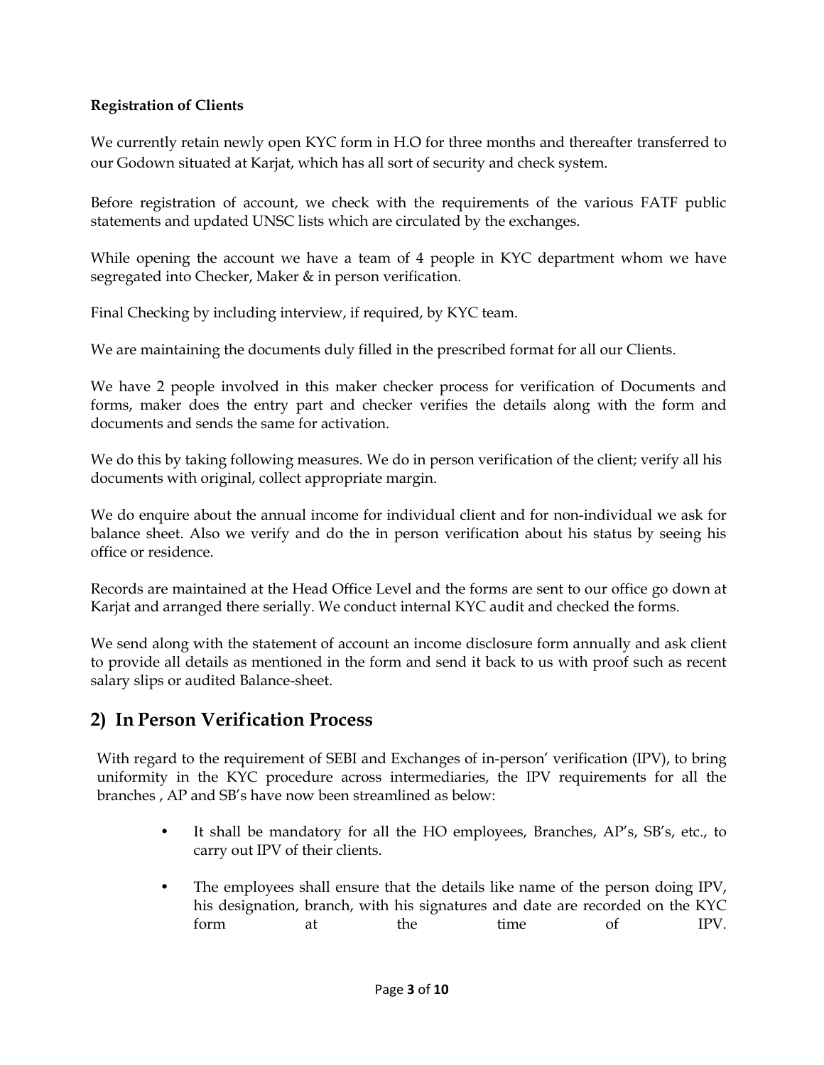**Registration of Clients**

We currently retain newly open KYC form in H.O for three months and thereafter transferred to our Godown situated at Karjat, which has all sort of security and check system.

Before registration of account, we check with the requirements of the various FATF public statements and updated UNSC lists which are circulated by the exchanges.

While opening the account we have a team of 4 people in KYC department whom we have segregated into Checker, Maker & in person verification.

Final Checking by including interview, if required, by KYC team.

We are maintaining the documents duly filled in the prescribed format for all our Clients.

We have 2 people involved in this maker checker process for verification of Documents and forms, maker does the entry part and checker verifies the details along with the form and documents and sends the same for activation.

We do this by taking following measures. We do in person verification of the client; verify all his documents with original, collect appropriate margin.

We do enquire about the annual income for individual client and for non-individual we ask for balance sheet. Also we verify and do the in person verification about his status by seeing his office or residence.

Records are maintained at the Head Office Level and the forms are sent to our office go down at Karjat and arranged there serially. We conduct internal KYC audit and checked the forms.

We send along with the statement of account an income disclosure form annually and ask client to provide all details as mentioned in the form and send it back to us with proof such as recent salary slips or audited Balance-sheet.

## 2) In Person Verification Process

With regard to the requirement of SEBI and Exchanges of in-person' verification (IPV), to bring uniformity in the KYC procedure across intermediaries, the IPV requirements for all the branches , AP and SB's have now been streamlined as below:

- It shall be mandatory for all the HO employees, Branches, AP's, SB's, etc., to carry out IPV of their clients.
- The employees shall ensure that the details like name of the person doing IPV, his designation, branch, with his signatures and date are recorded on the KYC form at the time of IPV.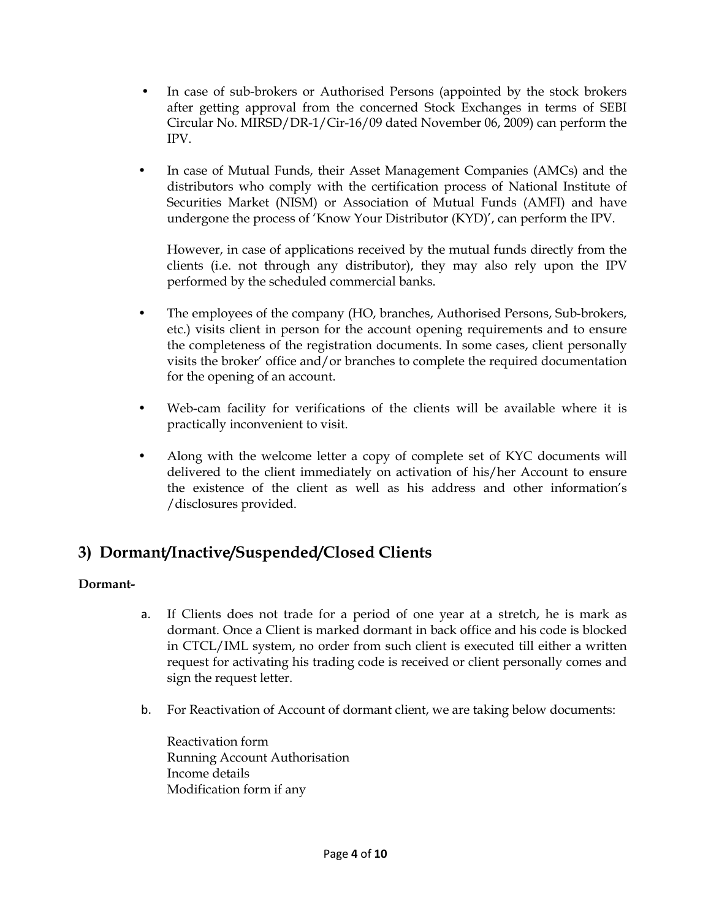- In case of sub-brokers or Authorised Persons (appointed by the stock brokers after getting approval from the concerned Stock Exchanges in terms of SEBI Circular No. MIRSD/DR-1/Cir-16/09 dated November 06, 2009) can perform the IPV.

- In case of Mutual Funds, their Asset Management Companies (AMCs) and the distributors who comply with the certification process of National Institute of Securities Market (NISM) or Association of Mutual Funds (AMFI) and have undergone the process of 'Know Your Distributor (KYD)', can perform the IPV.

  However, in case of applications received by the mutual funds directly from the clients (i.e. not through any distributor), they may also rely upon the IPV performed by the scheduled commercial banks.

- The employees of the company (HO, branches, Authorised Persons, Sub-brokers, etc.) visits client in person for the account opening requirements and to ensure the completeness of the registration documents. In some cases, client personally visits the broker' office and/or branches to complete the required documentation for the opening of an account.

- Web-cam facility for verifications of the clients will be available where it is practically inconvenient to visit.

- Along with the welcome letter a copy of complete set of KYC documents will delivered to the client immediately on activation of his/her Account to ensure the existence of the client as well as his address and other information's /disclosures provided.

## 3) Dormant/Inactive/Suspended/Closed Clients

**Dormant-**

a. If Clients does not trade for a period of one year at a stretch, he is mark as dormant. Once a Client is marked dormant in back office and his code is blocked in CTCL/IML system, no order from such client is executed till either a written request for activating his trading code is received or client personally comes and sign the request letter.

b. For Reactivation of Account of dormant client, we are taking below documents:

   Reactivation form
   Running Account Authorisation
   Income details
   Modification form if any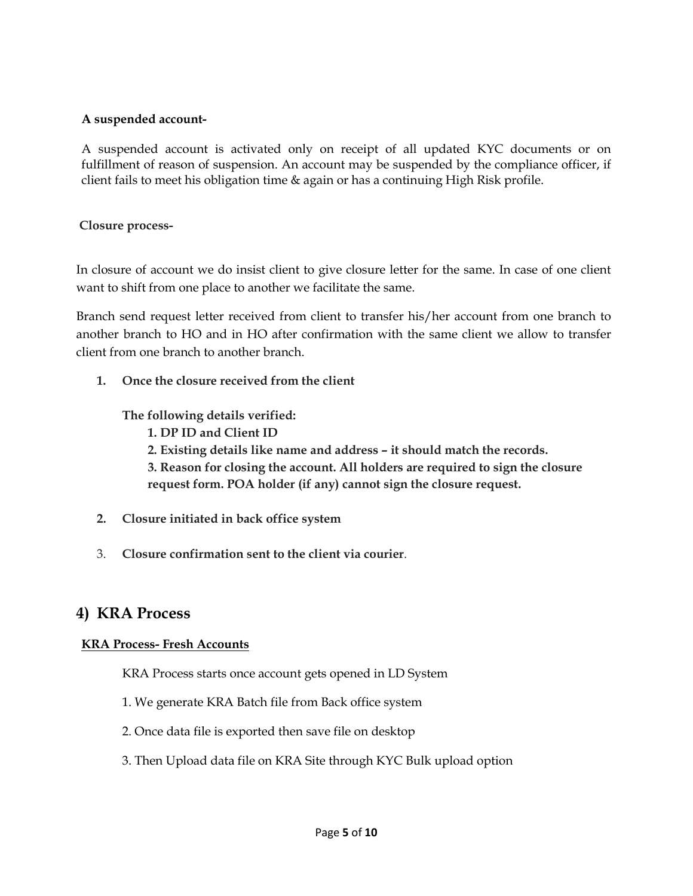**A suspended account-**

A suspended account is activated only on receipt of all updated KYC documents or on fulfillment of reason of suspension. An account may be suspended by the compliance officer, if client fails to meet his obligation time & again or has a continuing High Risk profile.

**Closure process-**

In closure of account we do insist client to give closure letter for the same. In case of one client want to shift from one place to another we facilitate the same.

Branch send request letter received from client to transfer his/her account from one branch to another branch to HO and in HO after confirmation with the same client we allow to transfer client from one branch to another branch.

1. **Once the closure received from the client**

   **The following details verified:**

   **1. DP ID and Client ID**

   **2. Existing details like name and address – it should match the records.**

   **3. Reason for closing the account. All holders are required to sign the closure request form. POA holder (if any) cannot sign the closure request.**

2. **Closure initiated in back office system**

3. **Closure confirmation sent to the client via courier**.

## 4) KRA Process

**<u>KRA Process- Fresh Accounts</u>**

KRA Process starts once account gets opened in LD System

1. We generate KRA Batch file from Back office system

2. Once data file is exported then save file on desktop

3. Then Upload data file on KRA Site through KYC Bulk upload option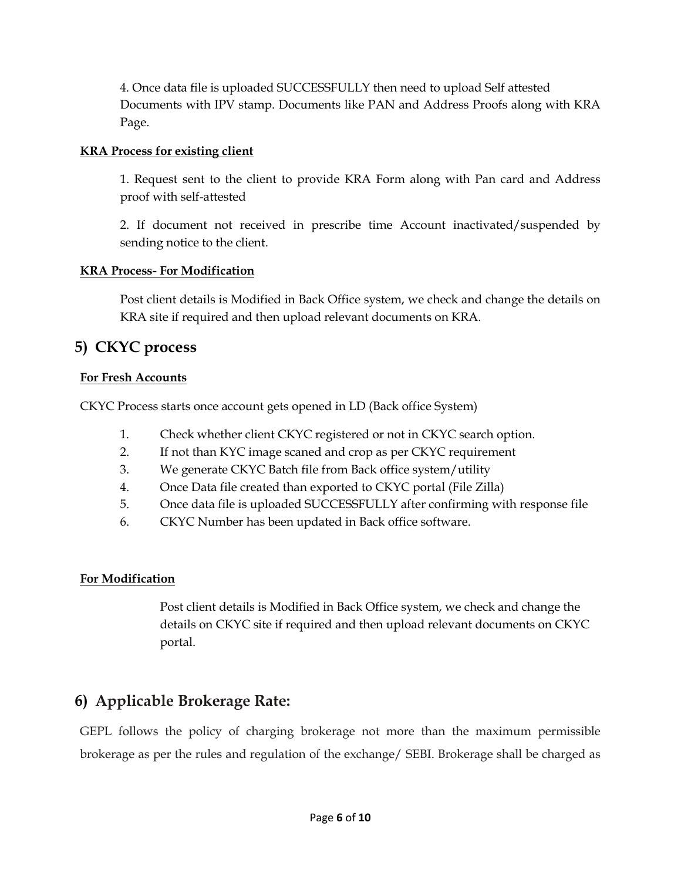4. Once data file is uploaded SUCCESSFULLY then need to upload Self attested Documents with IPV stamp. Documents like PAN and Address Proofs along with KRA Page.

**KRA Process for existing client**

1. Request sent to the client to provide KRA Form along with Pan card and Address proof with self-attested

2. If document not received in prescribe time Account inactivated/suspended by sending notice to the client.

**KRA Process- For Modification**

Post client details is Modified in Back Office system, we check and change the details on KRA site if required and then upload relevant documents on KRA.

## 5) CKYC process

**For Fresh Accounts**

CKYC Process starts once account gets opened in LD (Back office System)

1. Check whether client CKYC registered or not in CKYC search option.
2. If not than KYC image scaned and crop as per CKYC requirement
3. We generate CKYC Batch file from Back office system/utility
4. Once Data file created than exported to CKYC portal (File Zilla)
5. Once data file is uploaded SUCCESSFULLY after confirming with response file
6. CKYC Number has been updated in Back office software.

**For Modification**

Post client details is Modified in Back Office system, we check and change the details on CKYC site if required and then upload relevant documents on CKYC portal.

## 6) Applicable Brokerage Rate:

GEPL follows the policy of charging brokerage not more than the maximum permissible brokerage as per the rules and regulation of the exchange/ SEBI. Brokerage shall be charged as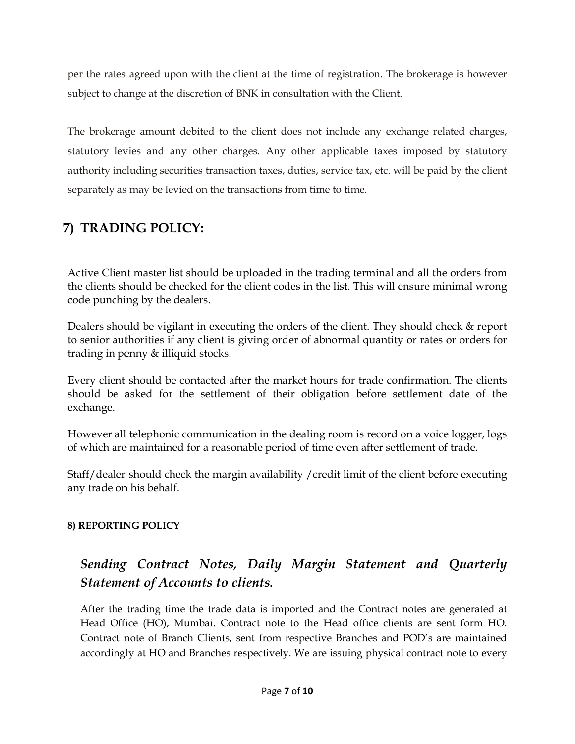per the rates agreed upon with the client at the time of registration. The brokerage is however subject to change at the discretion of BNK in consultation with the Client.

The brokerage amount debited to the client does not include any exchange related charges, statutory levies and any other charges. Any other applicable taxes imposed by statutory authority including securities transaction taxes, duties, service tax, etc. will be paid by the client separately as may be levied on the transactions from time to time.

## 7) TRADING POLICY:

Active Client master list should be uploaded in the trading terminal and all the orders from the clients should be checked for the client codes in the list. This will ensure minimal wrong code punching by the dealers.

Dealers should be vigilant in executing the orders of the client. They should check & report to senior authorities if any client is giving order of abnormal quantity or rates or orders for trading in penny & illiquid stocks.

Every client should be contacted after the market hours for trade confirmation. The clients should be asked for the settlement of their obligation before settlement date of the exchange.

However all telephonic communication in the dealing room is record on a voice logger, logs of which are maintained for a reasonable period of time even after settlement of trade.

Staff/dealer should check the margin availability /credit limit of the client before executing any trade on his behalf.

#### 8) REPORTING POLICY

### *Sending Contract Notes, Daily Margin Statement and Quarterly Statement of Accounts to clients.*

After the trading time the trade data is imported and the Contract notes are generated at Head Office (HO), Mumbai. Contract note to the Head office clients are sent form HO. Contract note of Branch Clients, sent from respective Branches and POD's are maintained accordingly at HO and Branches respectively. We are issuing physical contract note to every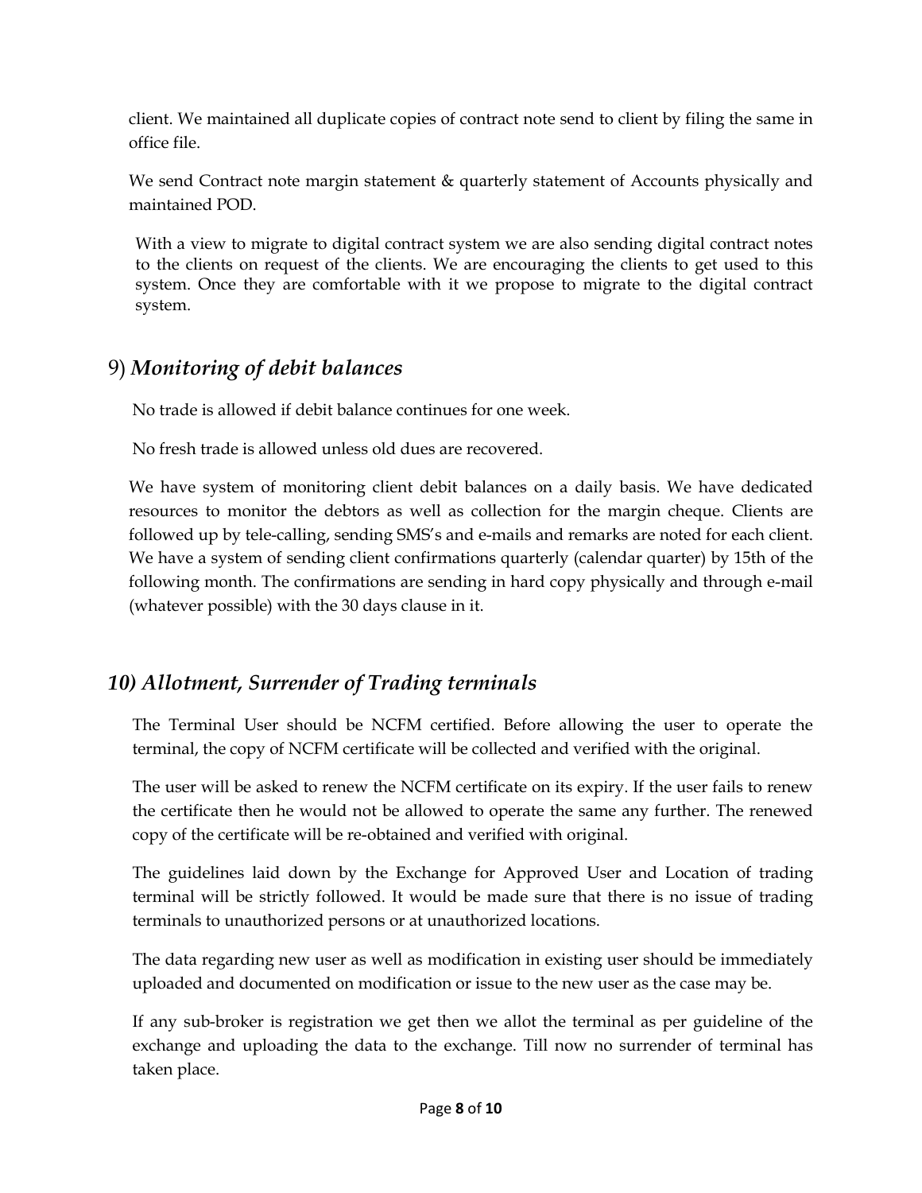client. We maintained all duplicate copies of contract note send to client by filing the same in office file.

We send Contract note margin statement & quarterly statement of Accounts physically and maintained POD.

With a view to migrate to digital contract system we are also sending digital contract notes to the clients on request of the clients. We are encouraging the clients to get used to this system. Once they are comfortable with it we propose to migrate to the digital contract system.

## 9) *Monitoring of debit balances*

No trade is allowed if debit balance continues for one week.

No fresh trade is allowed unless old dues are recovered.

We have system of monitoring client debit balances on a daily basis. We have dedicated resources to monitor the debtors as well as collection for the margin cheque. Clients are followed up by tele-calling, sending SMS's and e-mails and remarks are noted for each client. We have a system of sending client confirmations quarterly (calendar quarter) by 15th of the following month. The confirmations are sending in hard copy physically and through e-mail (whatever possible) with the 30 days clause in it.

## *10) Allotment, Surrender of Trading terminals*

The Terminal User should be NCFM certified. Before allowing the user to operate the terminal, the copy of NCFM certificate will be collected and verified with the original.

The user will be asked to renew the NCFM certificate on its expiry. If the user fails to renew the certificate then he would not be allowed to operate the same any further. The renewed copy of the certificate will be re-obtained and verified with original.

The guidelines laid down by the Exchange for Approved User and Location of trading terminal will be strictly followed. It would be made sure that there is no issue of trading terminals to unauthorized persons or at unauthorized locations.

The data regarding new user as well as modification in existing user should be immediately uploaded and documented on modification or issue to the new user as the case may be.

If any sub-broker is registration we get then we allot the terminal as per guideline of the exchange and uploading the data to the exchange. Till now no surrender of terminal has taken place.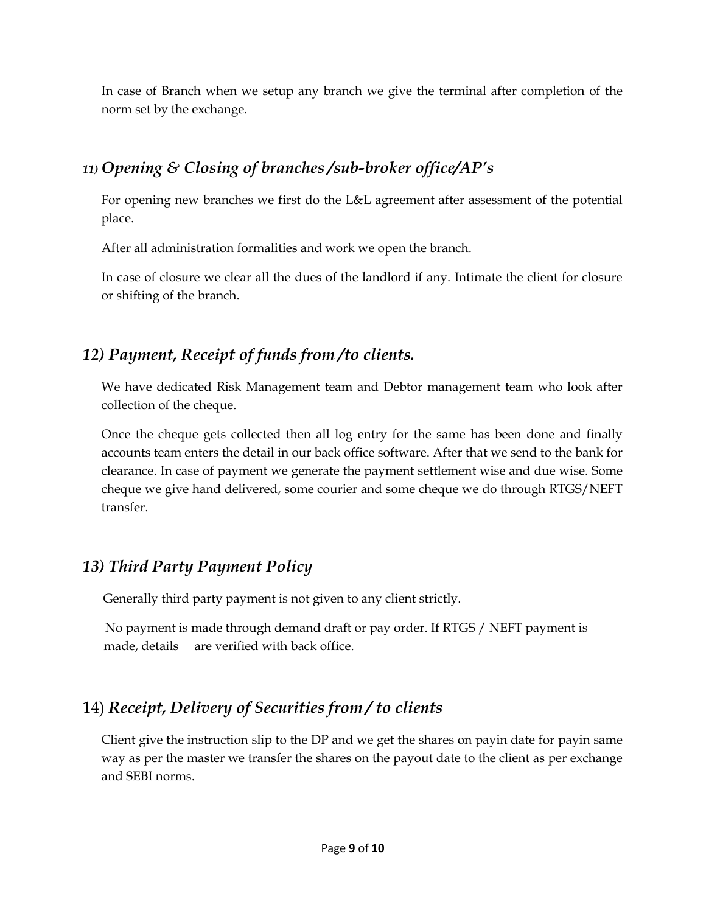In case of Branch when we setup any branch we give the terminal after completion of the norm set by the exchange.

## *11) Opening & Closing of branches /sub-broker office/AP's*

For opening new branches we first do the L&L agreement after assessment of the potential place.

After all administration formalities and work we open the branch.

In case of closure we clear all the dues of the landlord if any. Intimate the client for closure or shifting of the branch.

## *12) Payment, Receipt of funds from /to clients.*

We have dedicated Risk Management team and Debtor management team who look after collection of the cheque.

Once the cheque gets collected then all log entry for the same has been done and finally accounts team enters the detail in our back office software. After that we send to the bank for clearance. In case of payment we generate the payment settlement wise and due wise. Some cheque we give hand delivered, some courier and some cheque we do through RTGS/NEFT transfer.

## *13) Third Party Payment Policy*

Generally third party payment is not given to any client strictly.

No payment is made through demand draft or pay order. If RTGS / NEFT payment is made, details are verified with back office.

## 14) *Receipt, Delivery of Securities from / to clients*

Client give the instruction slip to the DP and we get the shares on payin date for payin same way as per the master we transfer the shares on the payout date to the client as per exchange and SEBI norms.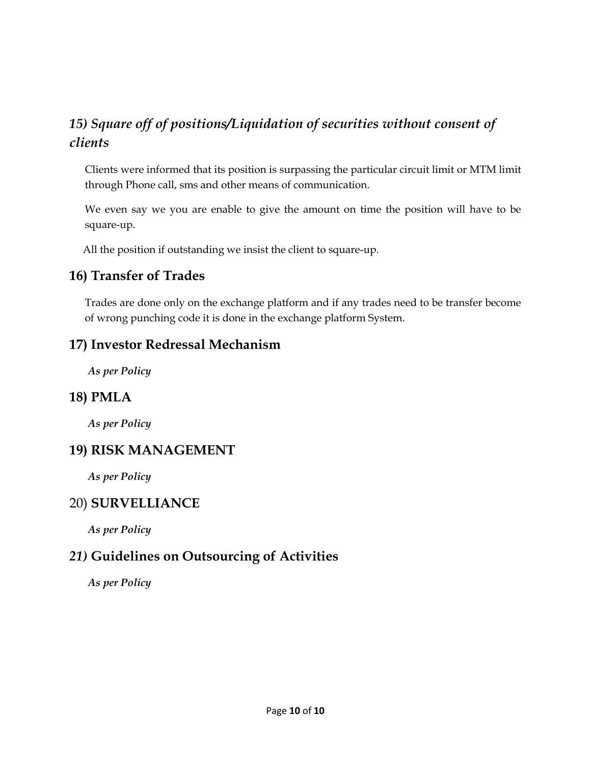## *15) Square off of positions/Liquidation of securities without consent of clients*

Clients were informed that its position is surpassing the particular circuit limit or MTM limit through Phone call, sms and other means of communication.

We even say we you are enable to give the amount on time the position will have to be square-up.

All the position if outstanding we insist the client to square-up.

## 16) Transfer of Trades

Trades are done only on the exchange platform and if any trades need to be transfer become of wrong punching code it is done in the exchange platform System.

## 17) Investor Redressal Mechanism

***As per Policy***

## 18) PMLA

***As per Policy***

## 19) RISK MANAGEMENT

***As per Policy***

## 20) **SURVELLIANCE**

***As per Policy***

## *21)* Guidelines on Outsourcing of Activities

***As per Policy***